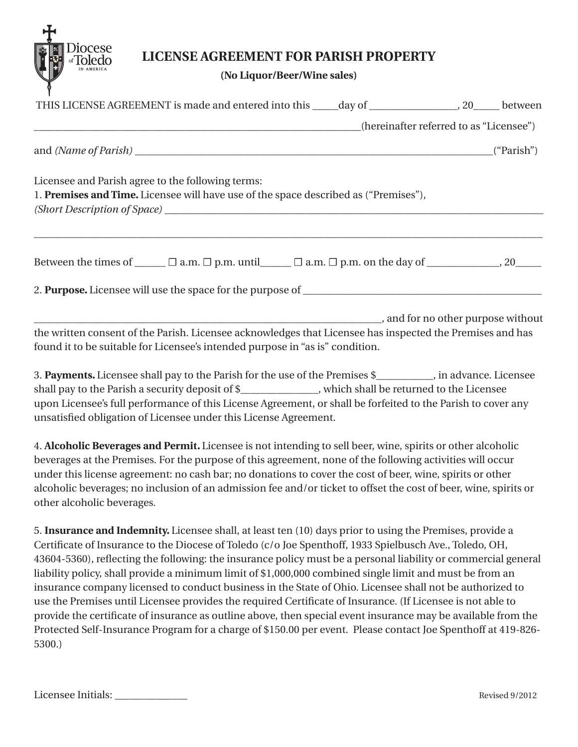Diocese of Toledo IN AMERICA

# LICENSE AGREEMENT FOR PARISH PROPERTY

**(No Liquor/Beer/Wine sales)**

THIS LICENSE AGREEMENT is made and entered into this _____day of _________________, 20_____ between

_________________________________________________________________(hereinafter referred to as "Licensee")

and *(Name of Parish)* ______________________________________________________________________("Parish")

Licensee and Parish agree to the following terms:

1. **Premises and Time.** Licensee will have use of the space described as ("Premises"),
*(Short Description of Space)* _______________________________________________________________________________

_____________________________________________________________________________________________________

Between the times of ______ ☐ a.m. ☐ p.m. until______ ☐ a.m. ☐ p.m. on the day of ______________, 20_____

2. **Purpose.** Licensee will use the space for the purpose of _______________________________________________

_______________________________________________________________________, and for no other purpose without the written consent of the Parish. Licensee acknowledges that Licensee has inspected the Premises and has found it to be suitable for Licensee's intended purpose in "as is" condition.

3. **Payments.** Licensee shall pay to the Parish for the use of the Premises $___________, in advance. Licensee shall pay to the Parish a security deposit of $_______________, which shall be returned to the Licensee upon Licensee's full performance of this License Agreement, or shall be forfeited to the Parish to cover any unsatisfied obligation of Licensee under this License Agreement.

4. **Alcoholic Beverages and Permit.** Licensee is not intending to sell beer, wine, spirits or other alcoholic beverages at the Premises. For the purpose of this agreement, none of the following activities will occur under this license agreement: no cash bar; no donations to cover the cost of beer, wine, spirits or other alcoholic beverages; no inclusion of an admission fee and/or ticket to offset the cost of beer, wine, spirits or other alcoholic beverages.

5. **Insurance and Indemnity.** Licensee shall, at least ten (10) days prior to using the Premises, provide a Certificate of Insurance to the Diocese of Toledo (c/o Joe Spenthoff, 1933 Spielbusch Ave., Toledo, OH, 43604-5360), reflecting the following: the insurance policy must be a personal liability or commercial general liability policy, shall provide a minimum limit of $1,000,000 combined single limit and must be from an insurance company licensed to conduct business in the State of Ohio. Licensee shall not be authorized to use the Premises until Licensee provides the required Certificate of Insurance. (If Licensee is not able to provide the certificate of insurance as outline above, then special event insurance may be available from the Protected Self-Insurance Program for a charge of $150.00 per event. Please contact Joe Spenthoff at 419-826-5300.)

Licensee Initials: ______________

Revised 9/2012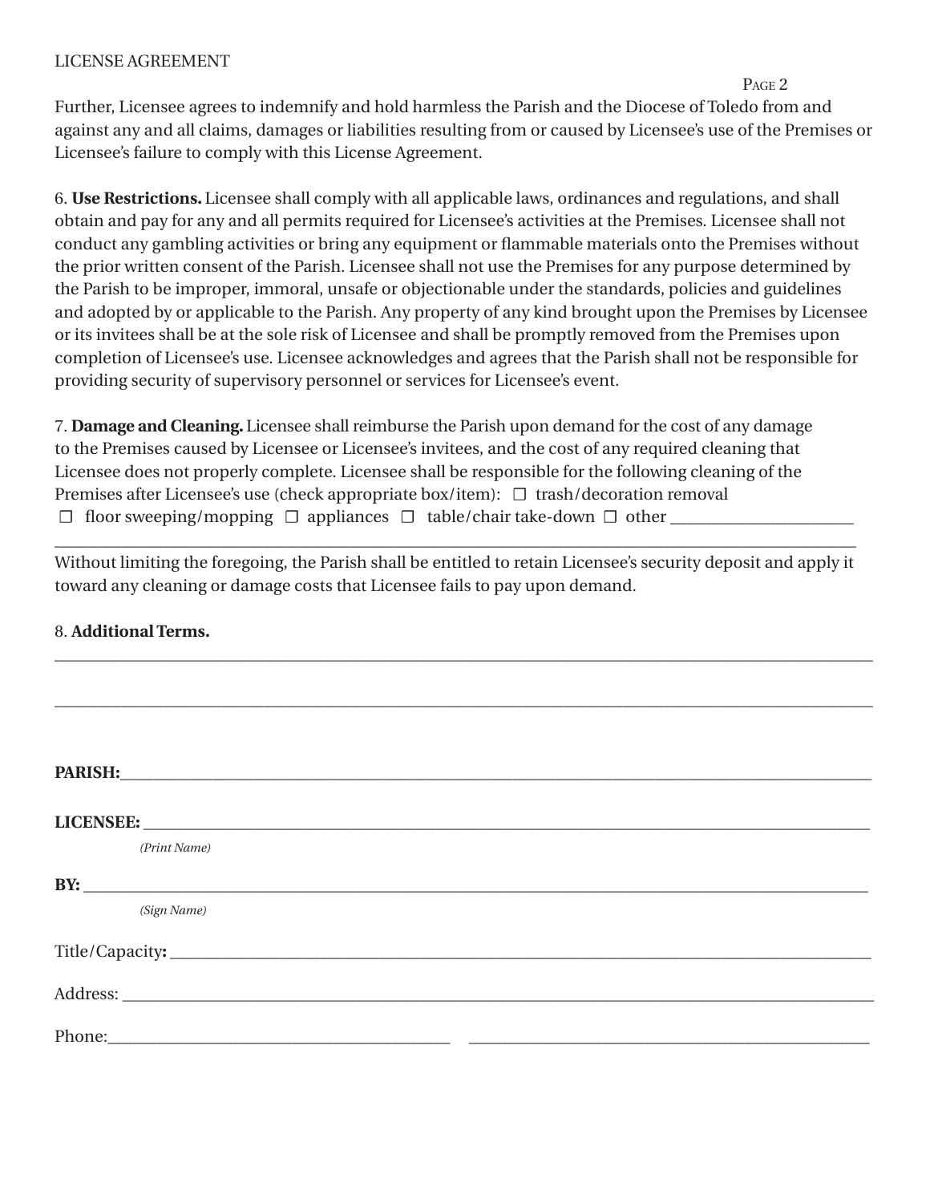Further, Licensee agrees to indemnify and hold harmless the Parish and the Diocese of Toledo from and against any and all claims, damages or liabilities resulting from or caused by Licensee's use of the Premises or Licensee's failure to comply with this License Agreement.

6. **Use Restrictions.** Licensee shall comply with all applicable laws, ordinances and regulations, and shall obtain and pay for any and all permits required for Licensee's activities at the Premises. Licensee shall not conduct any gambling activities or bring any equipment or flammable materials onto the Premises without the prior written consent of the Parish. Licensee shall not use the Premises for any purpose determined by the Parish to be improper, immoral, unsafe or objectionable under the standards, policies and guidelines and adopted by or applicable to the Parish. Any property of any kind brought upon the Premises by Licensee or its invitees shall be at the sole risk of Licensee and shall be promptly removed from the Premises upon completion of Licensee's use. Licensee acknowledges and agrees that the Parish shall not be responsible for providing security of supervisory personnel or services for Licensee's event.

7. **Damage and Cleaning.** Licensee shall reimburse the Parish upon demand for the cost of any damage to the Premises caused by Licensee or Licensee's invitees, and the cost of any required cleaning that Licensee does not properly complete. Licensee shall be responsible for the following cleaning of the Premises after Licensee's use (check appropriate box/item): ☐ trash/decoration removal ☐ floor sweeping/mopping ☐ appliances ☐ table/chair take-down ☐ other ______________________
______________________________________________________________________________

Without limiting the foregoing, the Parish shall be entitled to retain Licensee's security deposit and apply it toward any cleaning or damage costs that Licensee fails to pay upon demand.

8. **Additional Terms.**
______________________________________________________________________________

______________________________________________________________________________

**PARISH:**______________________________________________________________________

**LICENSEE:** ____________________________________________________________________
*(Print Name)*

**BY:** _________________________________________________________________________
*(Sign Name)*

Title/Capacity**:** _______________________________________________________________

Address: _______________________________________________________________________

Phone:_______________________________ ___________________________________